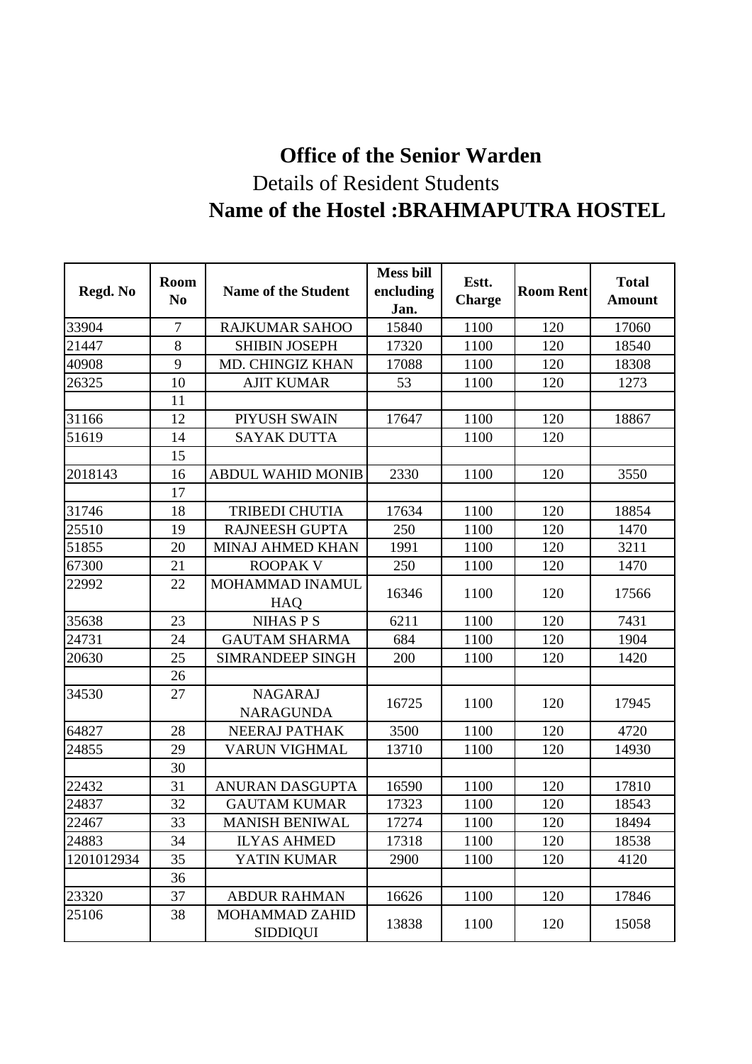# Office of the Senior Warden

## Details of Resident Students

## Name of the Hostel :BRAHMAPUTRA HOSTEL

| Regd. No | Room No | Name of the Student | Mess bill encluding Jan. | Estt. Charge | Room Rent | Total Amount |
|---|---|---|---|---|---|---|
| 33904 | 7 | RAJKUMAR SAHOO | 15840 | 1100 | 120 | 17060 |
| 21447 | 8 | SHIBIN JOSEPH | 17320 | 1100 | 120 | 18540 |
| 40908 | 9 | MD. CHINGIZ KHAN | 17088 | 1100 | 120 | 18308 |
| 26325 | 10 | AJIT KUMAR | 53 | 1100 | 120 | 1273 |
| | 11 | | | | | |
| 31166 | 12 | PIYUSH SWAIN | 17647 | 1100 | 120 | 18867 |
| 51619 | 14 | SAYAK DUTTA | | 1100 | 120 | |
| | 15 | | | | | |
| 2018143 | 16 | ABDUL WAHID MONIB | 2330 | 1100 | 120 | 3550 |
| | 17 | | | | | |
| 31746 | 18 | TRIBEDI CHUTIA | 17634 | 1100 | 120 | 18854 |
| 25510 | 19 | RAJNEESH GUPTA | 250 | 1100 | 120 | 1470 |
| 51855 | 20 | MINAJ AHMED KHAN | 1991 | 1100 | 120 | 3211 |
| 67300 | 21 | ROOPAK V | 250 | 1100 | 120 | 1470 |
| 22992 | 22 | MOHAMMAD INAMUL HAQ | 16346 | 1100 | 120 | 17566 |
| 35638 | 23 | NIHAS P S | 6211 | 1100 | 120 | 7431 |
| 24731 | 24 | GAUTAM SHARMA | 684 | 1100 | 120 | 1904 |
| 20630 | 25 | SIMRANDEEP SINGH | 200 | 1100 | 120 | 1420 |
| | 26 | | | | | |
| 34530 | 27 | NAGARAJ NARAGUNDA | 16725 | 1100 | 120 | 17945 |
| 64827 | 28 | NEERAJ PATHAK | 3500 | 1100 | 120 | 4720 |
| 24855 | 29 | VARUN VIGHMAL | 13710 | 1100 | 120 | 14930 |
| | 30 | | | | | |
| 22432 | 31 | ANURAN DASGUPTA | 16590 | 1100 | 120 | 17810 |
| 24837 | 32 | GAUTAM KUMAR | 17323 | 1100 | 120 | 18543 |
| 22467 | 33 | MANISH BENIWAL | 17274 | 1100 | 120 | 18494 |
| 24883 | 34 | ILYAS AHMED | 17318 | 1100 | 120 | 18538 |
| 1201012934 | 35 | YATIN KUMAR | 2900 | 1100 | 120 | 4120 |
| | 36 | | | | | |
| 23320 | 37 | ABDUR RAHMAN | 16626 | 1100 | 120 | 17846 |
| 25106 | 38 | MOHAMMAD ZAHID SIDDIQUI | 13838 | 1100 | 120 | 15058 |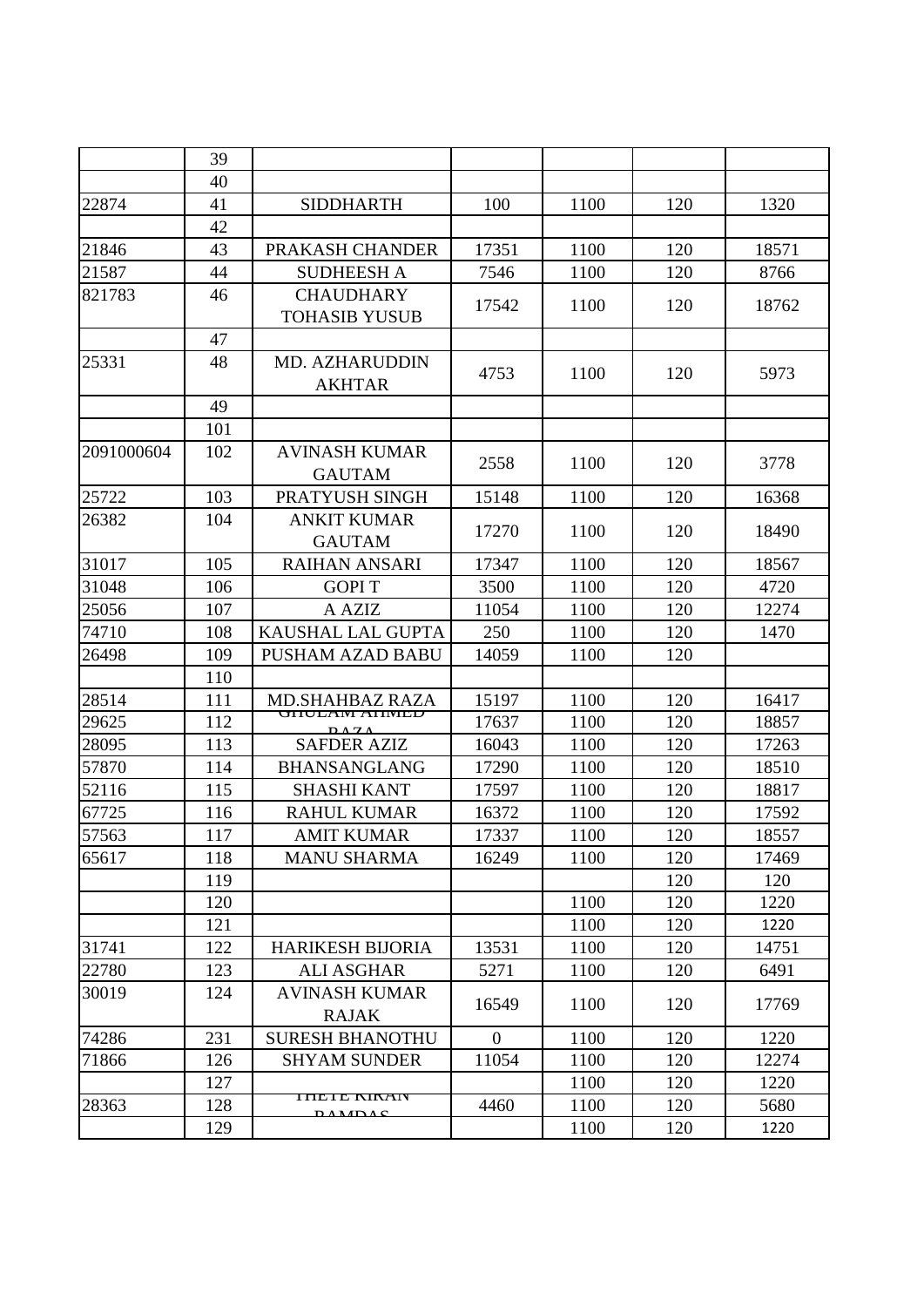|  |  |  |  |  |  |  |
|---|---|---|---|---|---|---|
|  | 39 |  |  |  |  |  |
|  | 40 |  |  |  |  |  |
| 22874 | 41 | SIDDHARTH | 100 | 1100 | 120 | 1320 |
|  | 42 |  |  |  |  |  |
| 21846 | 43 | PRAKASH CHANDER | 17351 | 1100 | 120 | 18571 |
| 21587 | 44 | SUDHEESH A | 7546 | 1100 | 120 | 8766 |
| 821783 | 46 | CHAUDHARY TOHASIB YUSUB | 17542 | 1100 | 120 | 18762 |
|  | 47 |  |  |  |  |  |
| 25331 | 48 | MD. AZHARUDDIN AKHTAR | 4753 | 1100 | 120 | 5973 |
|  | 49 |  |  |  |  |  |
|  | 101 |  |  |  |  |  |
| 2091000604 | 102 | AVINASH KUMAR GAUTAM | 2558 | 1100 | 120 | 3778 |
| 25722 | 103 | PRATYUSH SINGH | 15148 | 1100 | 120 | 16368 |
| 26382 | 104 | ANKIT KUMAR GAUTAM | 17270 | 1100 | 120 | 18490 |
| 31017 | 105 | RAIHAN ANSARI | 17347 | 1100 | 120 | 18567 |
| 31048 | 106 | GOPI T | 3500 | 1100 | 120 | 4720 |
| 25056 | 107 | A AZIZ | 11054 | 1100 | 120 | 12274 |
| 74710 | 108 | KAUSHAL LAL GUPTA | 250 | 1100 | 120 | 1470 |
| 26498 | 109 | PUSHAM AZAD BABU | 14059 | 1100 | 120 |  |
|  | 110 |  |  |  |  |  |
| 28514 | 111 | MD.SHAHBAZ RAZA | 15197 | 1100 | 120 | 16417 |
| 29625 | 112 | GHULAM AHMED RAZA | 17637 | 1100 | 120 | 18857 |
| 28095 | 113 | SAFDER AZIZ | 16043 | 1100 | 120 | 17263 |
| 57870 | 114 | BHANSANGLANG | 17290 | 1100 | 120 | 18510 |
| 52116 | 115 | SHASHI KANT | 17597 | 1100 | 120 | 18817 |
| 67725 | 116 | RAHUL KUMAR | 16372 | 1100 | 120 | 17592 |
| 57563 | 117 | AMIT KUMAR | 17337 | 1100 | 120 | 18557 |
| 65617 | 118 | MANU SHARMA | 16249 | 1100 | 120 | 17469 |
|  | 119 |  |  |  | 120 | 120 |
|  | 120 |  |  | 1100 | 120 | 1220 |
|  | 121 |  |  | 1100 | 120 | 1220 |
| 31741 | 122 | HARIKESH BIJORIA | 13531 | 1100 | 120 | 14751 |
| 22780 | 123 | ALI ASGHAR | 5271 | 1100 | 120 | 6491 |
| 30019 | 124 | AVINASH KUMAR RAJAK | 16549 | 1100 | 120 | 17769 |
| 74286 | 231 | SURESH BHANOTHU | 0 | 1100 | 120 | 1220 |
| 71866 | 126 | SHYAM SUNDER | 11054 | 1100 | 120 | 12274 |
|  | 127 |  |  | 1100 | 120 | 1220 |
| 28363 | 128 | THETE KIRAN RAMDAS | 4460 | 1100 | 120 | 5680 |
|  | 129 |  |  | 1100 | 120 | 1220 |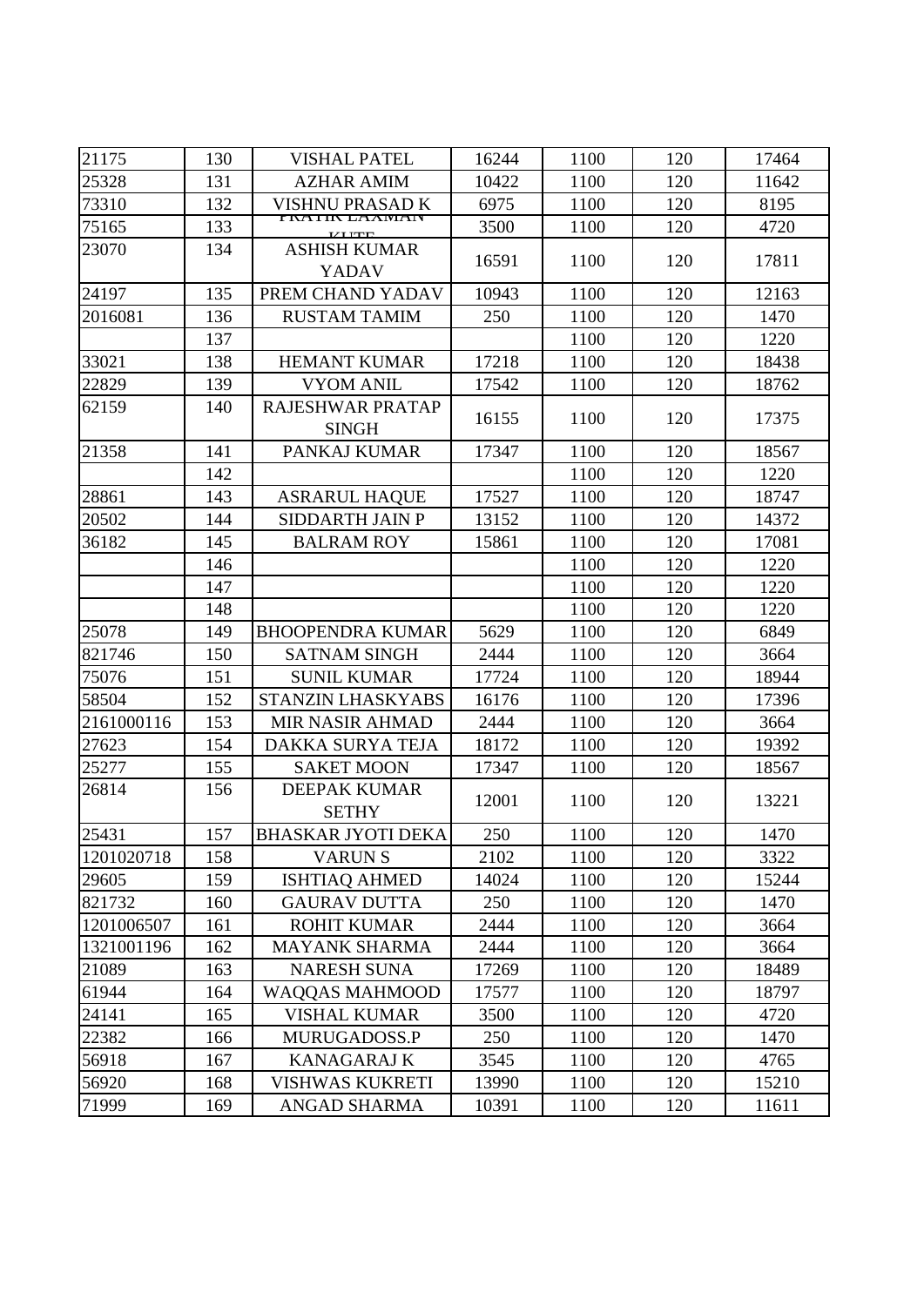| | | | | | | |
|---|---|---|---|---|---|---|
| 21175 | 130 | VISHAL PATEL | 16244 | 1100 | 120 | 17464 |
| 25328 | 131 | AZHAR AMIM | 10422 | 1100 | 120 | 11642 |
| 73310 | 132 | VISHNU PRASAD K | 6975 | 1100 | 120 | 8195 |
| 75165 | 133 | PRATIK LAXMAN KUTE | 3500 | 1100 | 120 | 4720 |
| 23070 | 134 | ASHISH KUMAR YADAV | 16591 | 1100 | 120 | 17811 |
| 24197 | 135 | PREM CHAND YADAV | 10943 | 1100 | 120 | 12163 |
| 2016081 | 136 | RUSTAM TAMIM | 250 | 1100 | 120 | 1470 |
| | 137 | | | 1100 | 120 | 1220 |
| 33021 | 138 | HEMANT KUMAR | 17218 | 1100 | 120 | 18438 |
| 22829 | 139 | VYOM ANIL | 17542 | 1100 | 120 | 18762 |
| 62159 | 140 | RAJESHWAR PRATAP SINGH | 16155 | 1100 | 120 | 17375 |
| 21358 | 141 | PANKAJ KUMAR | 17347 | 1100 | 120 | 18567 |
| | 142 | | | 1100 | 120 | 1220 |
| 28861 | 143 | ASRARUL HAQUE | 17527 | 1100 | 120 | 18747 |
| 20502 | 144 | SIDDARTH JAIN P | 13152 | 1100 | 120 | 14372 |
| 36182 | 145 | BALRAM ROY | 15861 | 1100 | 120 | 17081 |
| | 146 | | | 1100 | 120 | 1220 |
| | 147 | | | 1100 | 120 | 1220 |
| | 148 | | | 1100 | 120 | 1220 |
| 25078 | 149 | BHOOPENDRA KUMAR | 5629 | 1100 | 120 | 6849 |
| 821746 | 150 | SATNAM SINGH | 2444 | 1100 | 120 | 3664 |
| 75076 | 151 | SUNIL KUMAR | 17724 | 1100 | 120 | 18944 |
| 58504 | 152 | STANZIN LHASKYABS | 16176 | 1100 | 120 | 17396 |
| 2161000116 | 153 | MIR NASIR AHMAD | 2444 | 1100 | 120 | 3664 |
| 27623 | 154 | DAKKA SURYA TEJA | 18172 | 1100 | 120 | 19392 |
| 25277 | 155 | SAKET MOON | 17347 | 1100 | 120 | 18567 |
| 26814 | 156 | DEEPAK KUMAR SETHY | 12001 | 1100 | 120 | 13221 |
| 25431 | 157 | BHASKAR JYOTI DEKA | 250 | 1100 | 120 | 1470 |
| 1201020718 | 158 | VARUN S | 2102 | 1100 | 120 | 3322 |
| 29605 | 159 | ISHTIAQ AHMED | 14024 | 1100 | 120 | 15244 |
| 821732 | 160 | GAURAV DUTTA | 250 | 1100 | 120 | 1470 |
| 1201006507 | 161 | ROHIT KUMAR | 2444 | 1100 | 120 | 3664 |
| 1321001196 | 162 | MAYANK SHARMA | 2444 | 1100 | 120 | 3664 |
| 21089 | 163 | NARESH SUNA | 17269 | 1100 | 120 | 18489 |
| 61944 | 164 | WAQQAS MAHMOOD | 17577 | 1100 | 120 | 18797 |
| 24141 | 165 | VISHAL KUMAR | 3500 | 1100 | 120 | 4720 |
| 22382 | 166 | MURUGADOSS.P | 250 | 1100 | 120 | 1470 |
| 56918 | 167 | KANAGARAJ K | 3545 | 1100 | 120 | 4765 |
| 56920 | 168 | VISHWAS KUKRETI | 13990 | 1100 | 120 | 15210 |
| 71999 | 169 | ANGAD SHARMA | 10391 | 1100 | 120 | 11611 |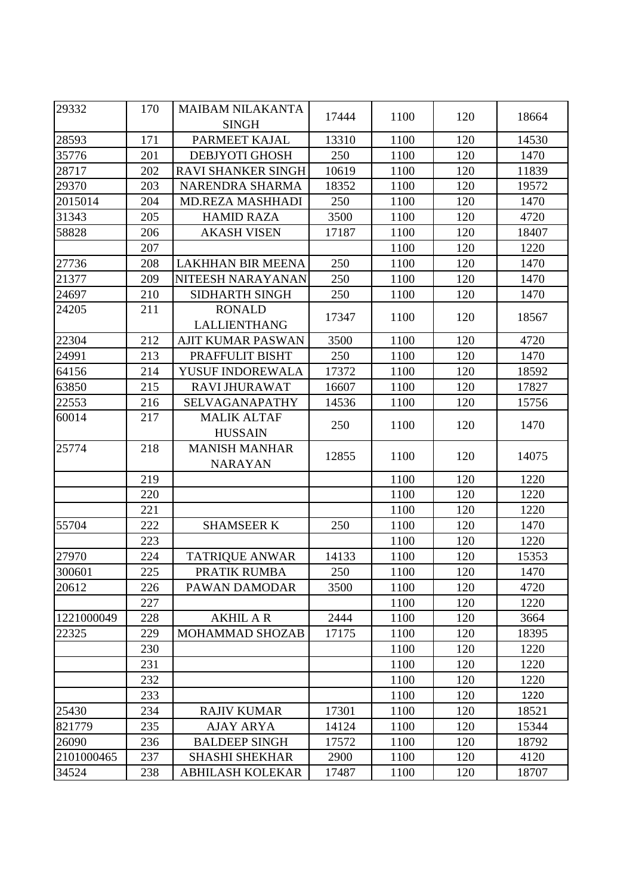| | | | | | | |
|---|---|---|---|---|---|---|
| 29332 | 170 | MAIBAM NILAKANTA SINGH | 17444 | 1100 | 120 | 18664 |
| 28593 | 171 | PARMEET KAJAL | 13310 | 1100 | 120 | 14530 |
| 35776 | 201 | DEBJYOTI GHOSH | 250 | 1100 | 120 | 1470 |
| 28717 | 202 | RAVI SHANKER SINGH | 10619 | 1100 | 120 | 11839 |
| 29370 | 203 | NARENDRA SHARMA | 18352 | 1100 | 120 | 19572 |
| 2015014 | 204 | MD.REZA MASHHADI | 250 | 1100 | 120 | 1470 |
| 31343 | 205 | HAMID RAZA | 3500 | 1100 | 120 | 4720 |
| 58828 | 206 | AKASH VISEN | 17187 | 1100 | 120 | 18407 |
| | 207 | | | 1100 | 120 | 1220 |
| 27736 | 208 | LAKHHAN BIR MEENA | 250 | 1100 | 120 | 1470 |
| 21377 | 209 | NITEESH NARAYANAN | 250 | 1100 | 120 | 1470 |
| 24697 | 210 | SIDHARTH SINGH | 250 | 1100 | 120 | 1470 |
| 24205 | 211 | RONALD LALLIENTHANG | 17347 | 1100 | 120 | 18567 |
| 22304 | 212 | AJIT KUMAR PASWAN | 3500 | 1100 | 120 | 4720 |
| 24991 | 213 | PRAFFULIT BISHT | 250 | 1100 | 120 | 1470 |
| 64156 | 214 | YUSUF INDOREWALA | 17372 | 1100 | 120 | 18592 |
| 63850 | 215 | RAVI JHURAWAT | 16607 | 1100 | 120 | 17827 |
| 22553 | 216 | SELVAGANAPATHY | 14536 | 1100 | 120 | 15756 |
| 60014 | 217 | MALIK ALTAF HUSSAIN | 250 | 1100 | 120 | 1470 |
| 25774 | 218 | MANISH MANHAR NARAYAN | 12855 | 1100 | 120 | 14075 |
| | 219 | | | 1100 | 120 | 1220 |
| | 220 | | | 1100 | 120 | 1220 |
| | 221 | | | 1100 | 120 | 1220 |
| 55704 | 222 | SHAMSEER K | 250 | 1100 | 120 | 1470 |
| | 223 | | | 1100 | 120 | 1220 |
| 27970 | 224 | TATRIQUE ANWAR | 14133 | 1100 | 120 | 15353 |
| 300601 | 225 | PRATIK RUMBA | 250 | 1100 | 120 | 1470 |
| 20612 | 226 | PAWAN DAMODAR | 3500 | 1100 | 120 | 4720 |
| | 227 | | | 1100 | 120 | 1220 |
| 1221000049 | 228 | AKHIL A R | 2444 | 1100 | 120 | 3664 |
| 22325 | 229 | MOHAMMAD SHOZAB | 17175 | 1100 | 120 | 18395 |
| | 230 | | | 1100 | 120 | 1220 |
| | 231 | | | 1100 | 120 | 1220 |
| | 232 | | | 1100 | 120 | 1220 |
| | 233 | | | 1100 | 120 | 1220 |
| 25430 | 234 | RAJIV KUMAR | 17301 | 1100 | 120 | 18521 |
| 821779 | 235 | AJAY ARYA | 14124 | 1100 | 120 | 15344 |
| 26090 | 236 | BALDEEP SINGH | 17572 | 1100 | 120 | 18792 |
| 2101000465 | 237 | SHASHI SHEKHAR | 2900 | 1100 | 120 | 4120 |
| 34524 | 238 | ABHILASH KOLEKAR | 17487 | 1100 | 120 | 18707 |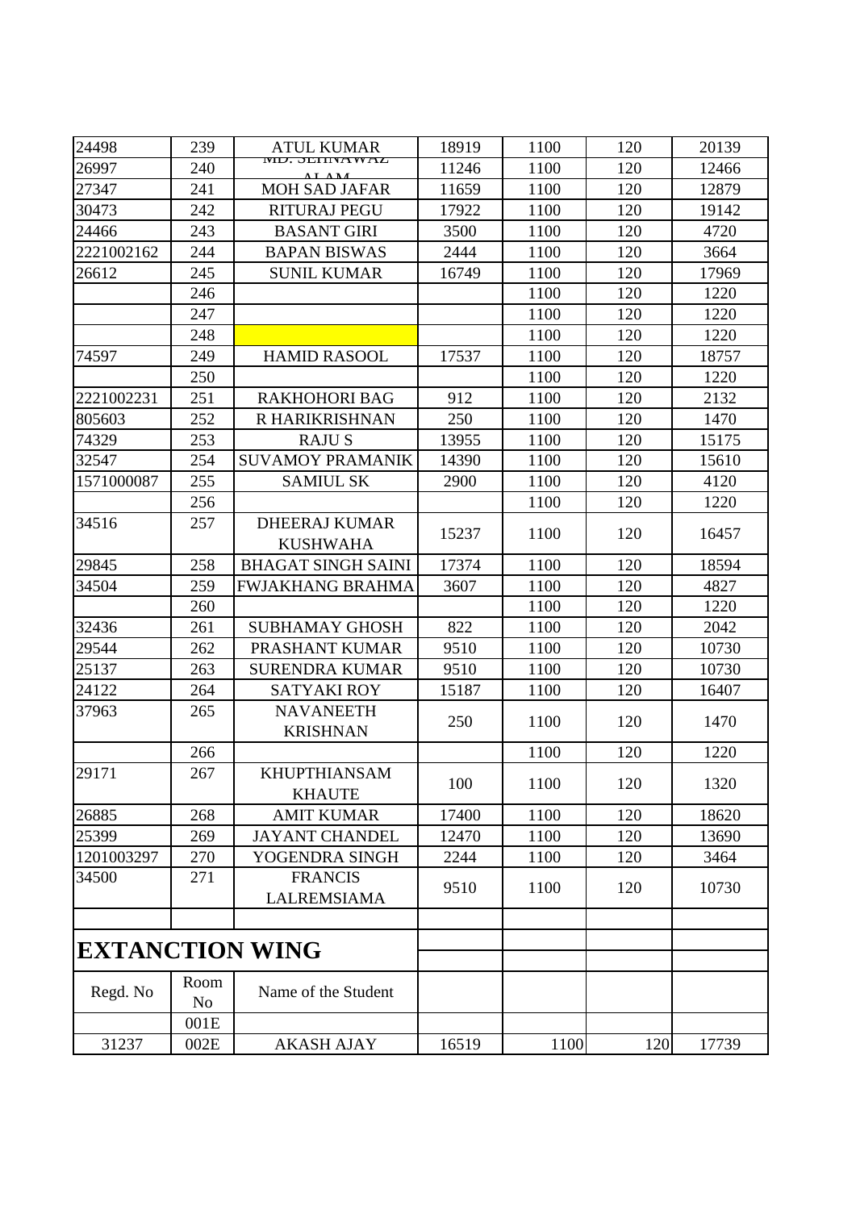| 24498 | 239 | ATUL KUMAR | 18919 | 1100 | 120 | 20139 |
|---|---|---|---|---|---|---|
| 26997 | 240 | MD. SEHNAWAZ ALAM | 11246 | 1100 | 120 | 12466 |
| 27347 | 241 | MOH SAD JAFAR | 11659 | 1100 | 120 | 12879 |
| 30473 | 242 | RITURAJ PEGU | 17922 | 1100 | 120 | 19142 |
| 24466 | 243 | BASANT GIRI | 3500 | 1100 | 120 | 4720 |
| 2221002162 | 244 | BAPAN BISWAS | 2444 | 1100 | 120 | 3664 |
| 26612 | 245 | SUNIL KUMAR | 16749 | 1100 | 120 | 17969 |
| | 246 | | | 1100 | 120 | 1220 |
| | 247 | | | 1100 | 120 | 1220 |
| | 248 | | | 1100 | 120 | 1220 |
| 74597 | 249 | HAMID RASOOL | 17537 | 1100 | 120 | 18757 |
| | 250 | | | 1100 | 120 | 1220 |
| 2221002231 | 251 | RAKHOHORI BAG | 912 | 1100 | 120 | 2132 |
| 805603 | 252 | R HARIKRISHNAN | 250 | 1100 | 120 | 1470 |
| 74329 | 253 | RAJU S | 13955 | 1100 | 120 | 15175 |
| 32547 | 254 | SUVAMOY PRAMANIK | 14390 | 1100 | 120 | 15610 |
| 1571000087 | 255 | SAMIUL SK | 2900 | 1100 | 120 | 4120 |
| | 256 | | | 1100 | 120 | 1220 |
| 34516 | 257 | DHEERAJ KUMAR KUSHWAHA | 15237 | 1100 | 120 | 16457 |
| 29845 | 258 | BHAGAT SINGH SAINI | 17374 | 1100 | 120 | 18594 |
| 34504 | 259 | FWJAKHANG BRAHMA | 3607 | 1100 | 120 | 4827 |
| | 260 | | | 1100 | 120 | 1220 |
| 32436 | 261 | SUBHAMAY GHOSH | 822 | 1100 | 120 | 2042 |
| 29544 | 262 | PRASHANT KUMAR | 9510 | 1100 | 120 | 10730 |
| 25137 | 263 | SURENDRA KUMAR | 9510 | 1100 | 120 | 10730 |
| 24122 | 264 | SATYAKI ROY | 15187 | 1100 | 120 | 16407 |
| 37963 | 265 | NAVANEETH KRISHNAN | 250 | 1100 | 120 | 1470 |
| | 266 | | | 1100 | 120 | 1220 |
| 29171 | 267 | KHUPTHIANSAM KHAUTE | 100 | 1100 | 120 | 1320 |
| 26885 | 268 | AMIT KUMAR | 17400 | 1100 | 120 | 18620 |
| 25399 | 269 | JAYANT CHANDEL | 12470 | 1100 | 120 | 13690 |
| 1201003297 | 270 | YOGENDRA SINGH | 2244 | 1100 | 120 | 3464 |
| 34500 | 271 | FRANCIS LALREMSIAMA | 9510 | 1100 | 120 | 10730 |

## EXTANCTION WING

| Regd. No | Room No | Name of the Student | | | | |
|---|---|---|---|---|---|---|
| | 001E | | | | | |
| 31237 | 002E | AKASH AJAY | 16519 | 1100 | 120 | 17739 |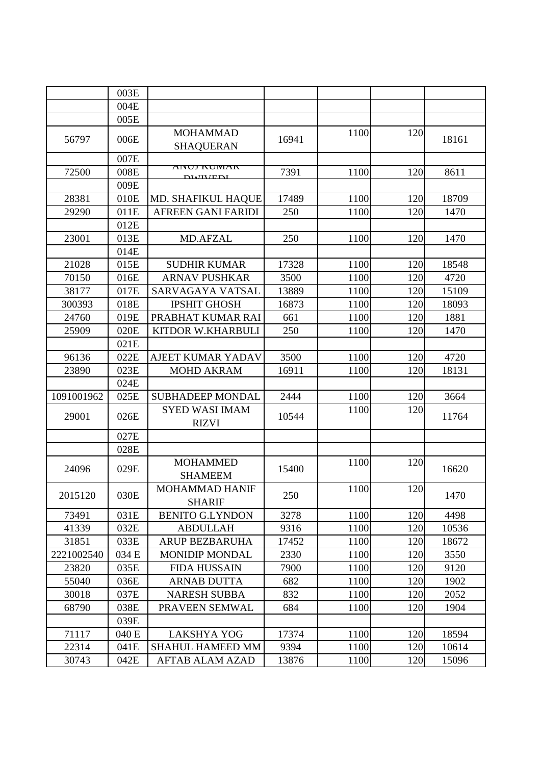| | | | | | | |
|---|---|---|---|---|---|---|
| | 003E | | | | | |
| | 004E | | | | | |
| | 005E | | | | | |
| 56797 | 006E | MOHAMMAD SHAQUERAN | 16941 | 1100 | 120 | 18161 |
| | 007E | | | | | |
| 72500 | 008E | ANUJ KUMAR DWIVEDI | 7391 | 1100 | 120 | 8611 |
| | 009E | | | | | |
| 28381 | 010E | MD. SHAFIKUL HAQUE | 17489 | 1100 | 120 | 18709 |
| 29290 | 011E | AFREEN GANI FARIDI | 250 | 1100 | 120 | 1470 |
| | 012E | | | | | |
| 23001 | 013E | MD.AFZAL | 250 | 1100 | 120 | 1470 |
| | 014E | | | | | |
| 21028 | 015E | SUDHIR KUMAR | 17328 | 1100 | 120 | 18548 |
| 70150 | 016E | ARNAV PUSHKAR | 3500 | 1100 | 120 | 4720 |
| 38177 | 017E | SARVAGAYA VATSAL | 13889 | 1100 | 120 | 15109 |
| 300393 | 018E | IPSHIT GHOSH | 16873 | 1100 | 120 | 18093 |
| 24760 | 019E | PRABHAT KUMAR RAI | 661 | 1100 | 120 | 1881 |
| 25909 | 020E | KITDOR W.KHARBULI | 250 | 1100 | 120 | 1470 |
| | 021E | | | | | |
| 96136 | 022E | AJEET KUMAR YADAV | 3500 | 1100 | 120 | 4720 |
| 23890 | 023E | MOHD AKRAM | 16911 | 1100 | 120 | 18131 |
| | 024E | | | | | |
| 1091001962 | 025E | SUBHADEEP MONDAL | 2444 | 1100 | 120 | 3664 |
| 29001 | 026E | SYED WASI IMAM RIZVI | 10544 | 1100 | 120 | 11764 |
| | 027E | | | | | |
| | 028E | | | | | |
| 24096 | 029E | MOHAMMED SHAMEEM | 15400 | 1100 | 120 | 16620 |
| 2015120 | 030E | MOHAMMAD HANIF SHARIF | 250 | 1100 | 120 | 1470 |
| 73491 | 031E | BENITO G.LYNDON | 3278 | 1100 | 120 | 4498 |
| 41339 | 032E | ABDULLAH | 9316 | 1100 | 120 | 10536 |
| 31851 | 033E | ARUP BEZBARUHA | 17452 | 1100 | 120 | 18672 |
| 2221002540 | 034 E | MONIDIP MONDAL | 2330 | 1100 | 120 | 3550 |
| 23820 | 035E | FIDA HUSSAIN | 7900 | 1100 | 120 | 9120 |
| 55040 | 036E | ARNAB DUTTA | 682 | 1100 | 120 | 1902 |
| 30018 | 037E | NARESH SUBBA | 832 | 1100 | 120 | 2052 |
| 68790 | 038E | PRAVEEN SEMWAL | 684 | 1100 | 120 | 1904 |
| | 039E | | | | | |
| 71117 | 040 E | LAKSHYA YOG | 17374 | 1100 | 120 | 18594 |
| 22314 | 041E | SHAHUL HAMEED MM | 9394 | 1100 | 120 | 10614 |
| 30743 | 042E | AFTAB ALAM AZAD | 13876 | 1100 | 120 | 15096 |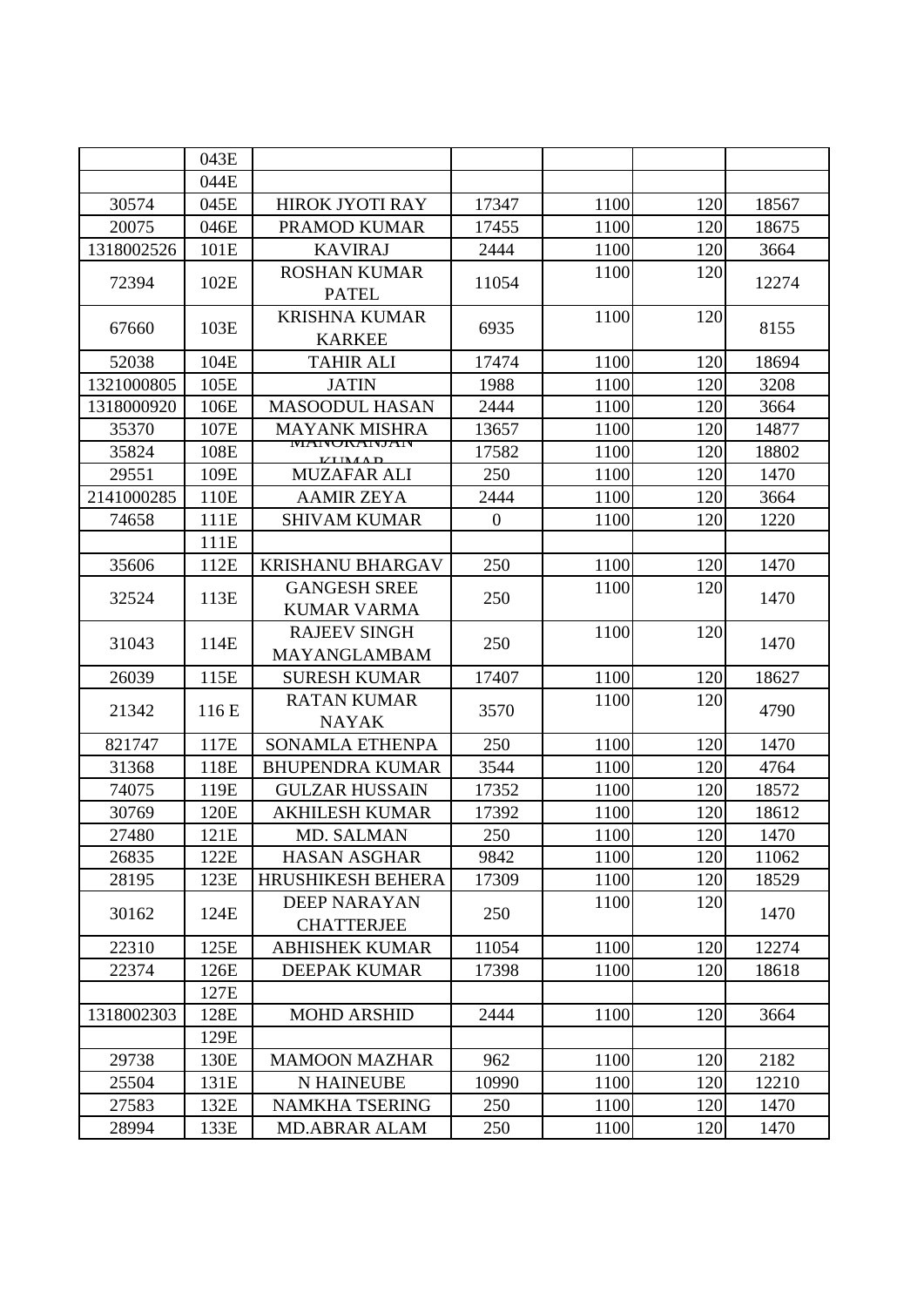| | | | | | | |
|---|---|---|---|---|---|---|
| | 043E | | | | | |
| | 044E | | | | | |
| 30574 | 045E | HIROK JYOTI RAY | 17347 | 1100 | 120 | 18567 |
| 20075 | 046E | PRAMOD KUMAR | 17455 | 1100 | 120 | 18675 |
| 1318002526 | 101E | KAVIRAJ | 2444 | 1100 | 120 | 3664 |
| 72394 | 102E | ROSHAN KUMAR PATEL | 11054 | 1100 | 120 | 12274 |
| 67660 | 103E | KRISHNA KUMAR KARKEE | 6935 | 1100 | 120 | 8155 |
| 52038 | 104E | TAHIR ALI | 17474 | 1100 | 120 | 18694 |
| 1321000805 | 105E | JATIN | 1988 | 1100 | 120 | 3208 |
| 1318000920 | 106E | MASOODUL HASAN | 2444 | 1100 | 120 | 3664 |
| 35370 | 107E | MAYANK MISHRA | 13657 | 1100 | 120 | 14877 |
| 35824 | 108E | MANORANJAN KUMAR | 17582 | 1100 | 120 | 18802 |
| 29551 | 109E | MUZAFAR ALI | 250 | 1100 | 120 | 1470 |
| 2141000285 | 110E | AAMIR ZEYA | 2444 | 1100 | 120 | 3664 |
| 74658 | 111E | SHIVAM KUMAR | 0 | 1100 | 120 | 1220 |
| | 111E | | | | | |
| 35606 | 112E | KRISHANU BHARGAV | 250 | 1100 | 120 | 1470 |
| 32524 | 113E | GANGESH SREE KUMAR VARMA | 250 | 1100 | 120 | 1470 |
| 31043 | 114E | RAJEEV SINGH MAYANGLAMBAM | 250 | 1100 | 120 | 1470 |
| 26039 | 115E | SURESH KUMAR | 17407 | 1100 | 120 | 18627 |
| 21342 | 116 E | RATAN KUMAR NAYAK | 3570 | 1100 | 120 | 4790 |
| 821747 | 117E | SONAMLA ETHENPA | 250 | 1100 | 120 | 1470 |
| 31368 | 118E | BHUPENDRA KUMAR | 3544 | 1100 | 120 | 4764 |
| 74075 | 119E | GULZAR HUSSAIN | 17352 | 1100 | 120 | 18572 |
| 30769 | 120E | AKHILESH KUMAR | 17392 | 1100 | 120 | 18612 |
| 27480 | 121E | MD. SALMAN | 250 | 1100 | 120 | 1470 |
| 26835 | 122E | HASAN ASGHAR | 9842 | 1100 | 120 | 11062 |
| 28195 | 123E | HRUSHIKESH BEHERA | 17309 | 1100 | 120 | 18529 |
| 30162 | 124E | DEEP NARAYAN CHATTERJEE | 250 | 1100 | 120 | 1470 |
| 22310 | 125E | ABHISHEK KUMAR | 11054 | 1100 | 120 | 12274 |
| 22374 | 126E | DEEPAK KUMAR | 17398 | 1100 | 120 | 18618 |
| | 127E | | | | | |
| 1318002303 | 128E | MOHD ARSHID | 2444 | 1100 | 120 | 3664 |
| | 129E | | | | | |
| 29738 | 130E | MAMOON MAZHAR | 962 | 1100 | 120 | 2182 |
| 25504 | 131E | N HAINEUBE | 10990 | 1100 | 120 | 12210 |
| 27583 | 132E | NAMKHA TSERING | 250 | 1100 | 120 | 1470 |
| 28994 | 133E | MD.ABRAR ALAM | 250 | 1100 | 120 | 1470 |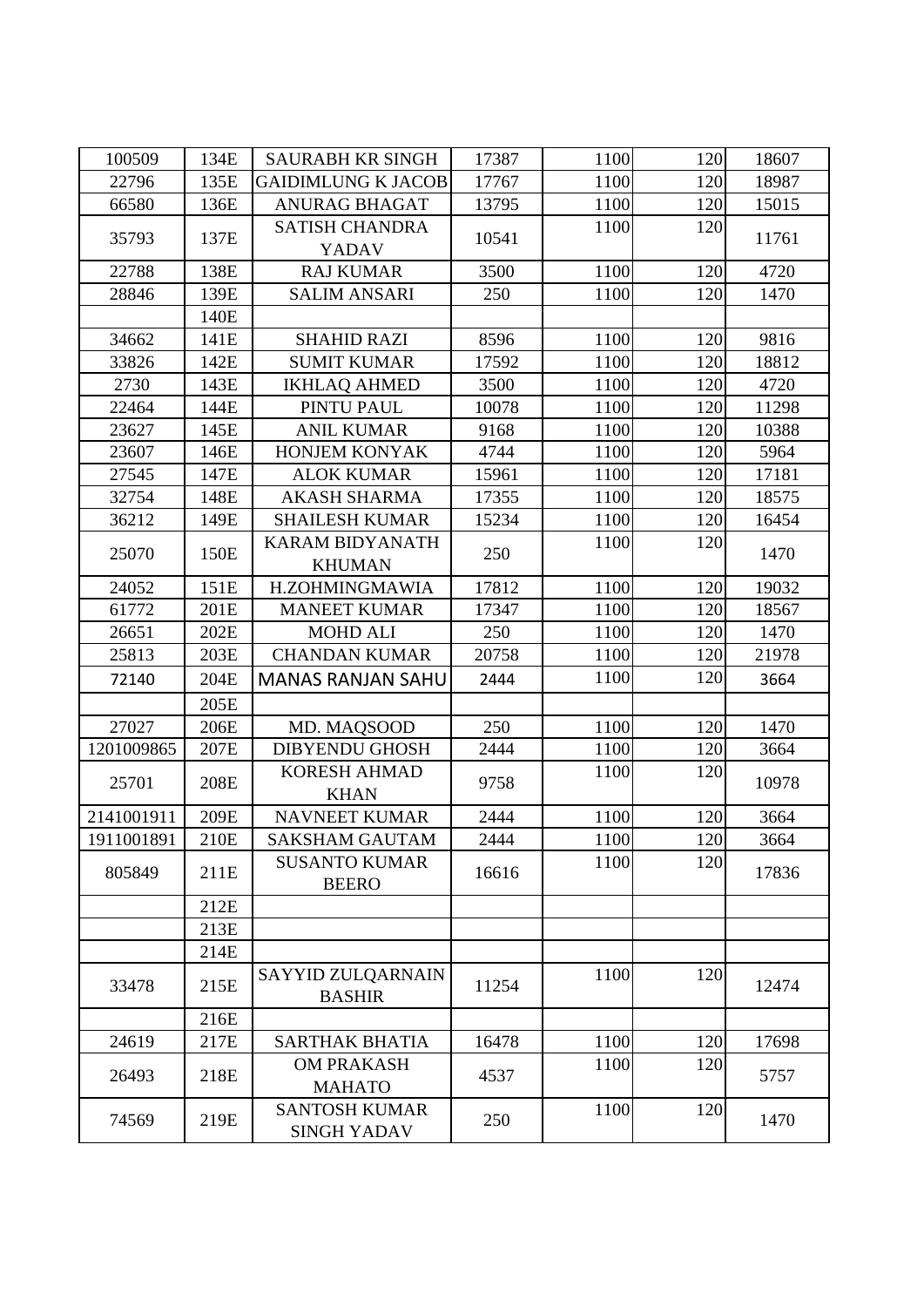| | | | | | | |
|---|---|---|---|---|---|---|
| 100509 | 134E | SAURABH KR SINGH | 17387 | 1100 | 120 | 18607 |
| 22796 | 135E | GAIDIMLUNG K JACOB | 17767 | 1100 | 120 | 18987 |
| 66580 | 136E | ANURAG BHAGAT | 13795 | 1100 | 120 | 15015 |
| 35793 | 137E | SATISH CHANDRA YADAV | 10541 | 1100 | 120 | 11761 |
| 22788 | 138E | RAJ KUMAR | 3500 | 1100 | 120 | 4720 |
| 28846 | 139E | SALIM ANSARI | 250 | 1100 | 120 | 1470 |
| | 140E | | | | | |
| 34662 | 141E | SHAHID RAZI | 8596 | 1100 | 120 | 9816 |
| 33826 | 142E | SUMIT KUMAR | 17592 | 1100 | 120 | 18812 |
| 2730 | 143E | IKHLAQ AHMED | 3500 | 1100 | 120 | 4720 |
| 22464 | 144E | PINTU PAUL | 10078 | 1100 | 120 | 11298 |
| 23627 | 145E | ANIL KUMAR | 9168 | 1100 | 120 | 10388 |
| 23607 | 146E | HONJEM KONYAK | 4744 | 1100 | 120 | 5964 |
| 27545 | 147E | ALOK KUMAR | 15961 | 1100 | 120 | 17181 |
| 32754 | 148E | AKASH SHARMA | 17355 | 1100 | 120 | 18575 |
| 36212 | 149E | SHAILESH KUMAR | 15234 | 1100 | 120 | 16454 |
| 25070 | 150E | KARAM BIDYANATH KHUMAN | 250 | 1100 | 120 | 1470 |
| 24052 | 151E | H.ZOHMINGMAWIA | 17812 | 1100 | 120 | 19032 |
| 61772 | 201E | MANEET KUMAR | 17347 | 1100 | 120 | 18567 |
| 26651 | 202E | MOHD ALI | 250 | 1100 | 120 | 1470 |
| 25813 | 203E | CHANDAN KUMAR | 20758 | 1100 | 120 | 21978 |
| 72140 | 204E | MANAS RANJAN SAHU | 2444 | 1100 | 120 | 3664 |
| | 205E | | | | | |
| 27027 | 206E | MD. MAQSOOD | 250 | 1100 | 120 | 1470 |
| 1201009865 | 207E | DIBYENDU GHOSH | 2444 | 1100 | 120 | 3664 |
| 25701 | 208E | KORESH AHMAD KHAN | 9758 | 1100 | 120 | 10978 |
| 2141001911 | 209E | NAVNEET KUMAR | 2444 | 1100 | 120 | 3664 |
| 1911001891 | 210E | SAKSHAM GAUTAM | 2444 | 1100 | 120 | 3664 |
| 805849 | 211E | SUSANTO KUMAR BEERO | 16616 | 1100 | 120 | 17836 |
| | 212E | | | | | |
| | 213E | | | | | |
| | 214E | | | | | |
| 33478 | 215E | SAYYID ZULQARNAIN BASHIR | 11254 | 1100 | 120 | 12474 |
| | 216E | | | | | |
| 24619 | 217E | SARTHAK BHATIA | 16478 | 1100 | 120 | 17698 |
| 26493 | 218E | OM PRAKASH MAHATO | 4537 | 1100 | 120 | 5757 |
| 74569 | 219E | SANTOSH KUMAR SINGH YADAV | 250 | 1100 | 120 | 1470 |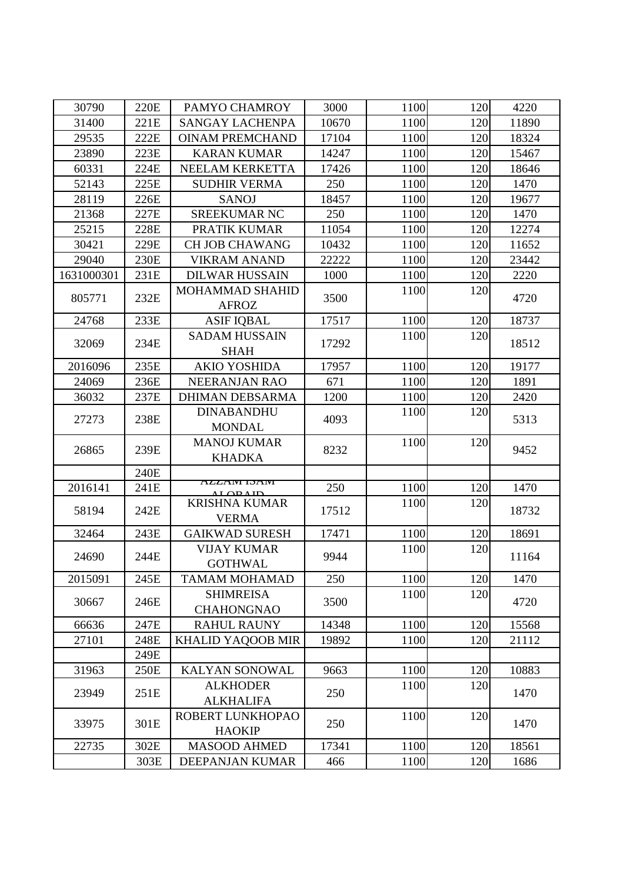| 30790 | 220E | PAMYO CHAMROY | 3000 | 1100 | 120 | 4220 |
|---|---|---|---|---|---|---|
| 31400 | 221E | SANGAY LACHENPA | 10670 | 1100 | 120 | 11890 |
| 29535 | 222E | OINAM PREMCHAND | 17104 | 1100 | 120 | 18324 |
| 23890 | 223E | KARAN KUMAR | 14247 | 1100 | 120 | 15467 |
| 60331 | 224E | NEELAM KERKETTA | 17426 | 1100 | 120 | 18646 |
| 52143 | 225E | SUDHIR VERMA | 250 | 1100 | 120 | 1470 |
| 28119 | 226E | SANOJ | 18457 | 1100 | 120 | 19677 |
| 21368 | 227E | SREEKUMAR NC | 250 | 1100 | 120 | 1470 |
| 25215 | 228E | PRATIK KUMAR | 11054 | 1100 | 120 | 12274 |
| 30421 | 229E | CH JOB CHAWANG | 10432 | 1100 | 120 | 11652 |
| 29040 | 230E | VIKRAM ANAND | 22222 | 1100 | 120 | 23442 |
| 1631000301 | 231E | DILWAR HUSSAIN | 1000 | 1100 | 120 | 2220 |
| 805771 | 232E | MOHAMMAD SHAHID AFROZ | 3500 | 1100 | 120 | 4720 |
| 24768 | 233E | ASIF IQBAL | 17517 | 1100 | 120 | 18737 |
| 32069 | 234E | SADAM HUSSAIN SHAH | 17292 | 1100 | 120 | 18512 |
| 2016096 | 235E | AKIO YOSHIDA | 17957 | 1100 | 120 | 19177 |
| 24069 | 236E | NEERANJAN RAO | 671 | 1100 | 120 | 1891 |
| 36032 | 237E | DHIMAN DEBSARMA | 1200 | 1100 | 120 | 2420 |
| 27273 | 238E | DINABANDHU MONDAL | 4093 | 1100 | 120 | 5313 |
| 26865 | 239E | MANOJ KUMAR KHADKA | 8232 | 1100 | 120 | 9452 |
| | 240E | | | | | |
| 2016141 | 241E | AZZAM ISAM ALOBAID | 250 | 1100 | 120 | 1470 |
| 58194 | 242E | KRISHNA KUMAR VERMA | 17512 | 1100 | 120 | 18732 |
| 32464 | 243E | GAIKWAD SURESH | 17471 | 1100 | 120 | 18691 |
| 24690 | 244E | VIJAY KUMAR GOTHWAL | 9944 | 1100 | 120 | 11164 |
| 2015091 | 245E | TAMAM MOHAMAD | 250 | 1100 | 120 | 1470 |
| 30667 | 246E | SHIMREISA CHAHONGNAO | 3500 | 1100 | 120 | 4720 |
| 66636 | 247E | RAHUL RAUNY | 14348 | 1100 | 120 | 15568 |
| 27101 | 248E | KHALID YAQOOB MIR | 19892 | 1100 | 120 | 21112 |
| | 249E | | | | | |
| 31963 | 250E | KALYAN SONOWAL | 9663 | 1100 | 120 | 10883 |
| 23949 | 251E | ALKHODER ALKHALIFA | 250 | 1100 | 120 | 1470 |
| 33975 | 301E | ROBERT LUNKHOPAO HAOKIP | 250 | 1100 | 120 | 1470 |
| 22735 | 302E | MASOOD AHMED | 17341 | 1100 | 120 | 18561 |
| | 303E | DEEPANJAN KUMAR | 466 | 1100 | 120 | 1686 |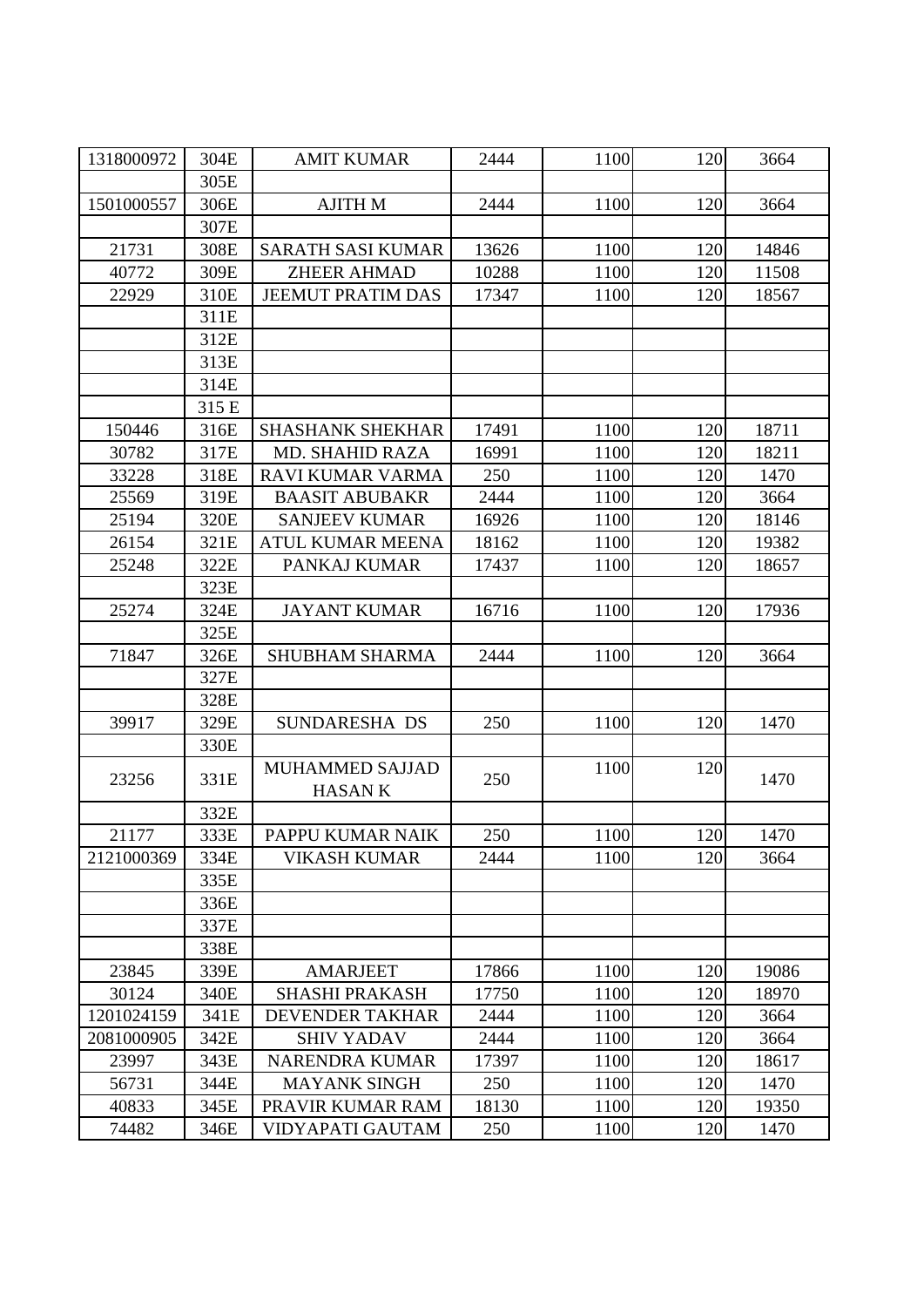| | | | | | | |
|---|---|---|---|---|---|---|
| 1318000972 | 304E | AMIT KUMAR | 2444 | 1100 | 120 | 3664 |
| | 305E | | | | | |
| 1501000557 | 306E | AJITH M | 2444 | 1100 | 120 | 3664 |
| | 307E | | | | | |
| 21731 | 308E | SARATH SASI KUMAR | 13626 | 1100 | 120 | 14846 |
| 40772 | 309E | ZHEER AHMAD | 10288 | 1100 | 120 | 11508 |
| 22929 | 310E | JEEMUT PRATIM DAS | 17347 | 1100 | 120 | 18567 |
| | 311E | | | | | |
| | 312E | | | | | |
| | 313E | | | | | |
| | 314E | | | | | |
| | 315 E | | | | | |
| 150446 | 316E | SHASHANK SHEKHAR | 17491 | 1100 | 120 | 18711 |
| 30782 | 317E | MD. SHAHID RAZA | 16991 | 1100 | 120 | 18211 |
| 33228 | 318E | RAVI KUMAR VARMA | 250 | 1100 | 120 | 1470 |
| 25569 | 319E | BAASIT ABUBAKR | 2444 | 1100 | 120 | 3664 |
| 25194 | 320E | SANJEEV KUMAR | 16926 | 1100 | 120 | 18146 |
| 26154 | 321E | ATUL KUMAR MEENA | 18162 | 1100 | 120 | 19382 |
| 25248 | 322E | PANKAJ KUMAR | 17437 | 1100 | 120 | 18657 |
| | 323E | | | | | |
| 25274 | 324E | JAYANT KUMAR | 16716 | 1100 | 120 | 17936 |
| | 325E | | | | | |
| 71847 | 326E | SHUBHAM SHARMA | 2444 | 1100 | 120 | 3664 |
| | 327E | | | | | |
| | 328E | | | | | |
| 39917 | 329E | SUNDARESHA DS | 250 | 1100 | 120 | 1470 |
| | 330E | | | | | |
| 23256 | 331E | MUHAMMED SAJJAD HASAN K | 250 | 1100 | 120 | 1470 |
| | 332E | | | | | |
| 21177 | 333E | PAPPU KUMAR NAIK | 250 | 1100 | 120 | 1470 |
| 2121000369 | 334E | VIKASH KUMAR | 2444 | 1100 | 120 | 3664 |
| | 335E | | | | | |
| | 336E | | | | | |
| | 337E | | | | | |
| | 338E | | | | | |
| 23845 | 339E | AMARJEET | 17866 | 1100 | 120 | 19086 |
| 30124 | 340E | SHASHI PRAKASH | 17750 | 1100 | 120 | 18970 |
| 1201024159 | 341E | DEVENDER TAKHAR | 2444 | 1100 | 120 | 3664 |
| 2081000905 | 342E | SHIV YADAV | 2444 | 1100 | 120 | 3664 |
| 23997 | 343E | NARENDRA KUMAR | 17397 | 1100 | 120 | 18617 |
| 56731 | 344E | MAYANK SINGH | 250 | 1100 | 120 | 1470 |
| 40833 | 345E | PRAVIR KUMAR RAM | 18130 | 1100 | 120 | 19350 |
| 74482 | 346E | VIDYAPATI GAUTAM | 250 | 1100 | 120 | 1470 |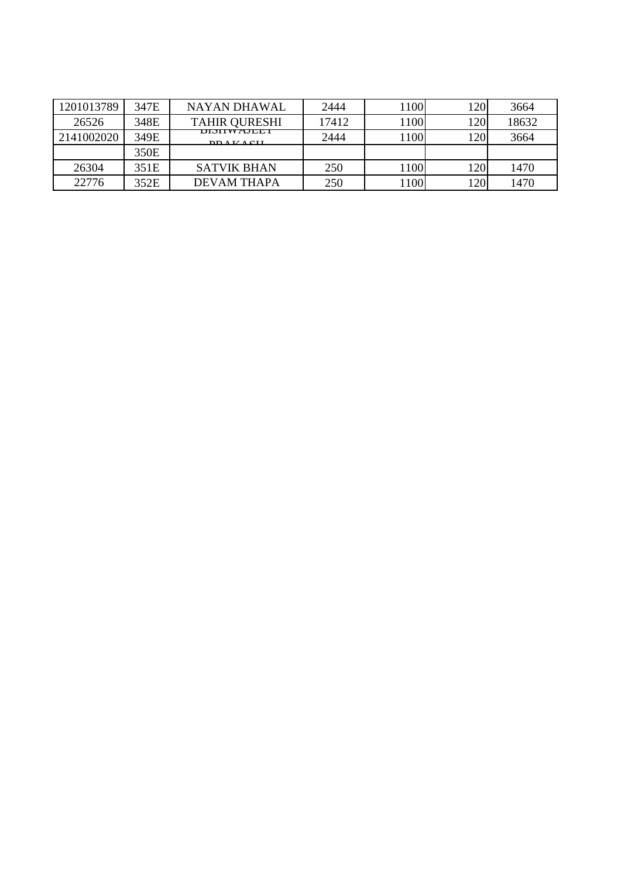| | | | | | | |
|---|---|---|---|---|---|---|
| 1201013789 | 347E | NAYAN DHAWAL | 2444 | 1100 | 120 | 3664 |
| 26526 | 348E | TAHIR QURESHI | 17412 | 1100 | 120 | 18632 |
| 2141002020 | 349E | BISHWAJEET PRAKASH | 2444 | 1100 | 120 | 3664 |
| | 350E | | | | | |
| 26304 | 351E | SATVIK BHAN | 250 | 1100 | 120 | 1470 |
| 22776 | 352E | DEVAM THAPA | 250 | 1100 | 120 | 1470 |